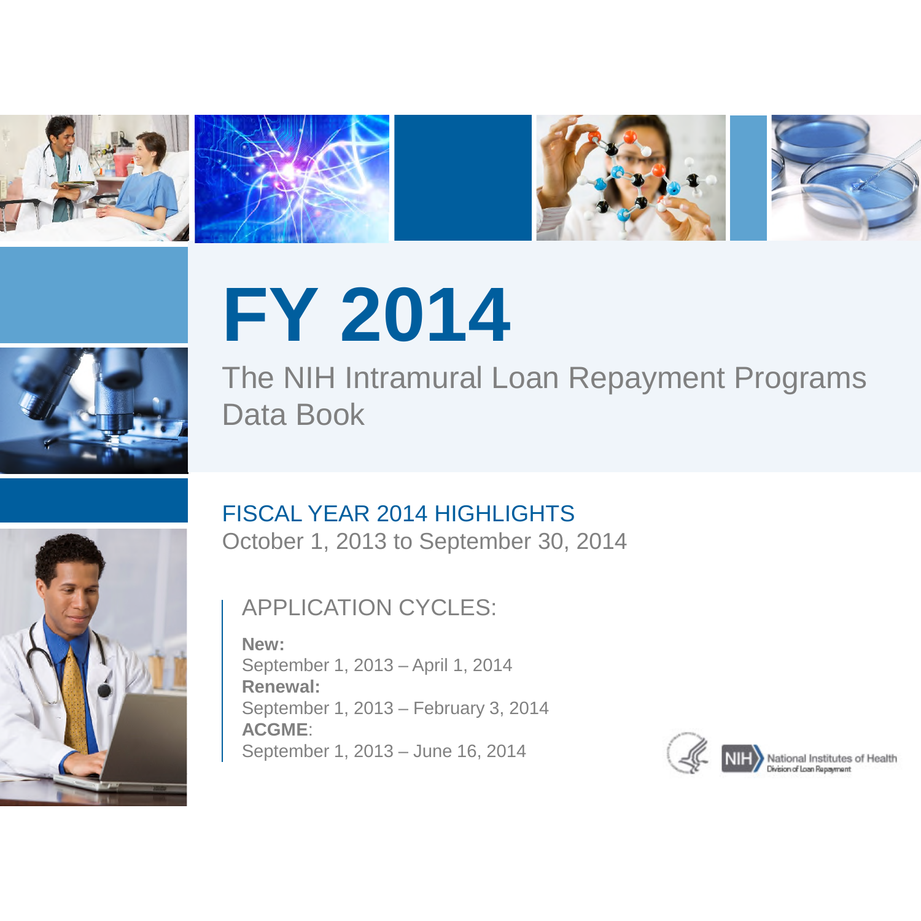# FY 2014

## The NIH Intramural Loan Repayment Programs Data Book

### FISCAL YEAR 2014 HIGHLIGHTS

October 1, 2013 to September 30, 2014

### APPLICATION CYCLES:

**New:**
September 1, 2013 – April 1, 2014

**Renewal:**
September 1, 2013 – February 3, 2014

**ACGME**:
September 1, 2013 – June 16, 2014

NIH National Institutes of Health
Division of Loan Repayment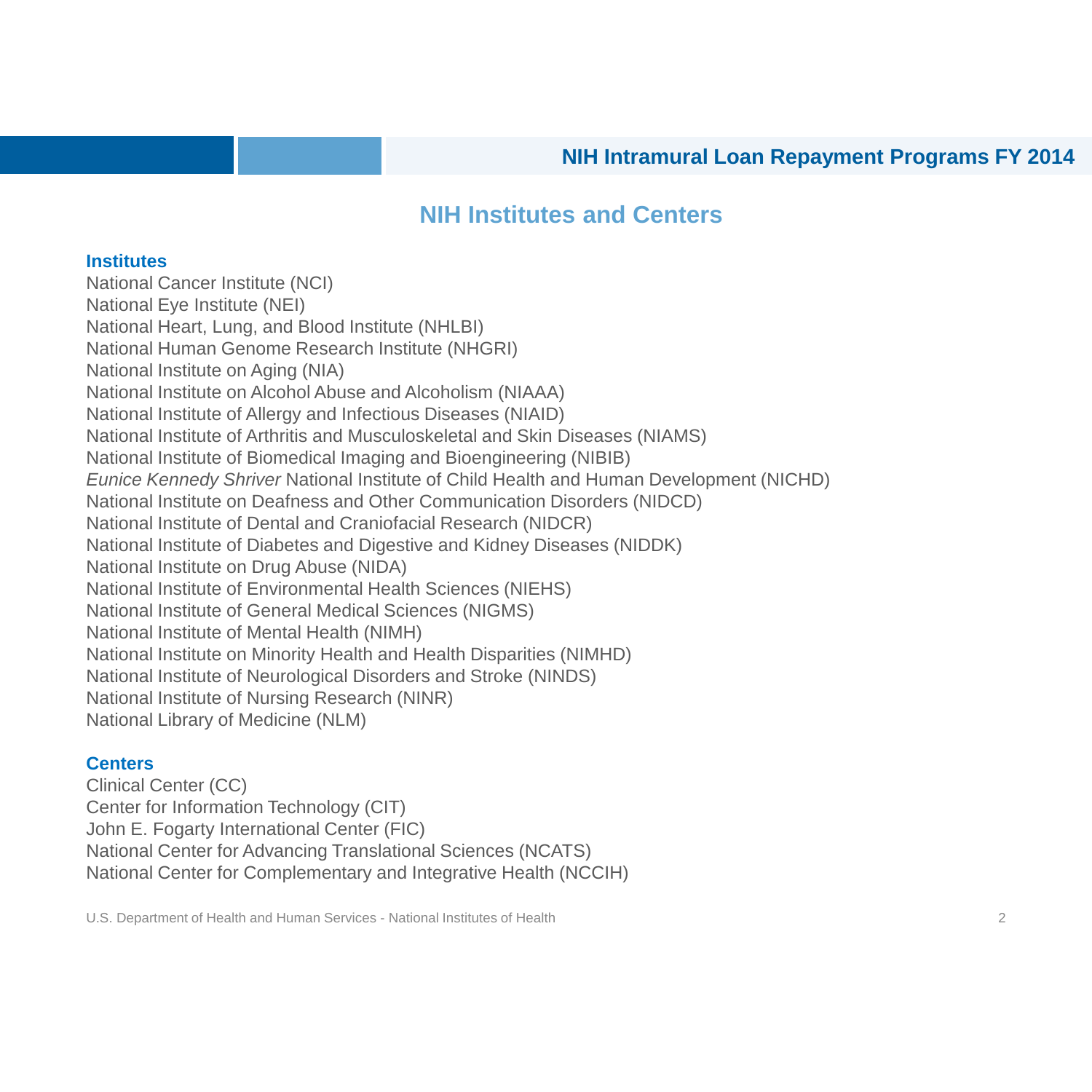## NIH Institutes and Centers

### Institutes

National Cancer Institute (NCI)
National Eye Institute (NEI)
National Heart, Lung, and Blood Institute (NHLBI)
National Human Genome Research Institute (NHGRI)
National Institute on Aging (NIA)
National Institute on Alcohol Abuse and Alcoholism (NIAAA)
National Institute of Allergy and Infectious Diseases (NIAID)
National Institute of Arthritis and Musculoskeletal and Skin Diseases (NIAMS)
National Institute of Biomedical Imaging and Bioengineering (NIBIB)
*Eunice Kennedy Shriver* National Institute of Child Health and Human Development (NICHD)
National Institute on Deafness and Other Communication Disorders (NIDCD)
National Institute of Dental and Craniofacial Research (NIDCR)
National Institute of Diabetes and Digestive and Kidney Diseases (NIDDK)
National Institute on Drug Abuse (NIDA)
National Institute of Environmental Health Sciences (NIEHS)
National Institute of General Medical Sciences (NIGMS)
National Institute of Mental Health (NIMH)
National Institute on Minority Health and Health Disparities (NIMHD)
National Institute of Neurological Disorders and Stroke (NINDS)
National Institute of Nursing Research (NINR)
National Library of Medicine (NLM)

### Centers

Clinical Center (CC)
Center for Information Technology (CIT)
John E. Fogarty International Center (FIC)
National Center for Advancing Translational Sciences (NCATS)
National Center for Complementary and Integrative Health (NCCIH)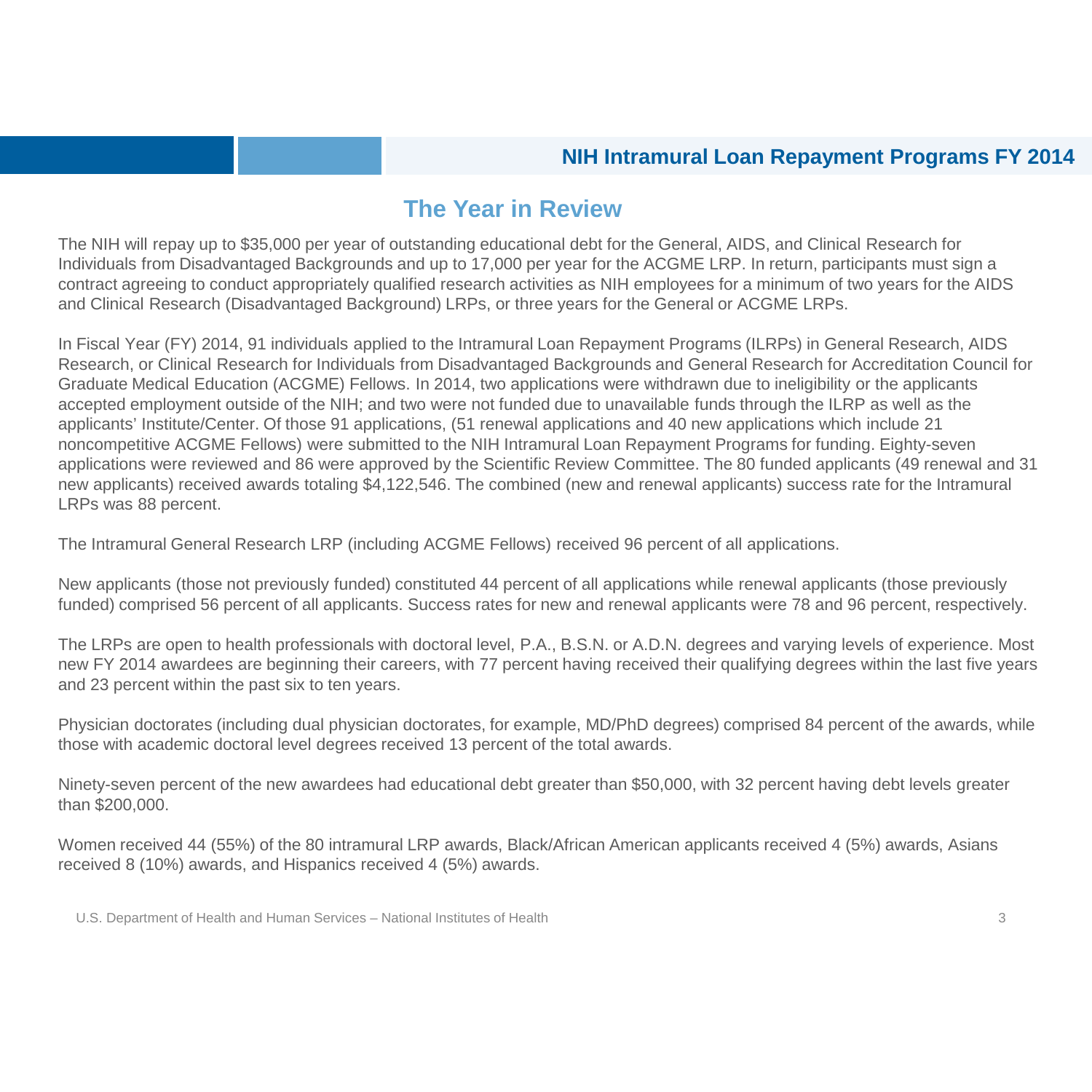## The Year in Review

The NIH will repay up to $35,000 per year of outstanding educational debt for the General, AIDS, and Clinical Research for Individuals from Disadvantaged Backgrounds and up to 17,000 per year for the ACGME LRP. In return, participants must sign a contract agreeing to conduct appropriately qualified research activities as NIH employees for a minimum of two years for the AIDS and Clinical Research (Disadvantaged Background) LRPs, or three years for the General or ACGME LRPs.

In Fiscal Year (FY) 2014, 91 individuals applied to the Intramural Loan Repayment Programs (ILRPs) in General Research, AIDS Research, or Clinical Research for Individuals from Disadvantaged Backgrounds and General Research for Accreditation Council for Graduate Medical Education (ACGME) Fellows. In 2014, two applications were withdrawn due to ineligibility or the applicants accepted employment outside of the NIH; and two were not funded due to unavailable funds through the ILRP as well as the applicants' Institute/Center. Of those 91 applications, (51 renewal applications and 40 new applications which include 21 noncompetitive ACGME Fellows) were submitted to the NIH Intramural Loan Repayment Programs for funding. Eighty-seven applications were reviewed and 86 were approved by the Scientific Review Committee. The 80 funded applicants (49 renewal and 31 new applicants) received awards totaling $4,122,546. The combined (new and renewal applicants) success rate for the Intramural LRPs was 88 percent.

The Intramural General Research LRP (including ACGME Fellows) received 96 percent of all applications.

New applicants (those not previously funded) constituted 44 percent of all applications while renewal applicants (those previously funded) comprised 56 percent of all applicants. Success rates for new and renewal applicants were 78 and 96 percent, respectively.

The LRPs are open to health professionals with doctoral level, P.A., B.S.N. or A.D.N. degrees and varying levels of experience. Most new FY 2014 awardees are beginning their careers, with 77 percent having received their qualifying degrees within the last five years and 23 percent within the past six to ten years.

Physician doctorates (including dual physician doctorates, for example, MD/PhD degrees) comprised 84 percent of the awards, while those with academic doctoral level degrees received 13 percent of the total awards.

Ninety-seven percent of the new awardees had educational debt greater than $50,000, with 32 percent having debt levels greater than $200,000.

Women received 44 (55%) of the 80 intramural LRP awards, Black/African American applicants received 4 (5%) awards, Asians received 8 (10%) awards, and Hispanics received 4 (5%) awards.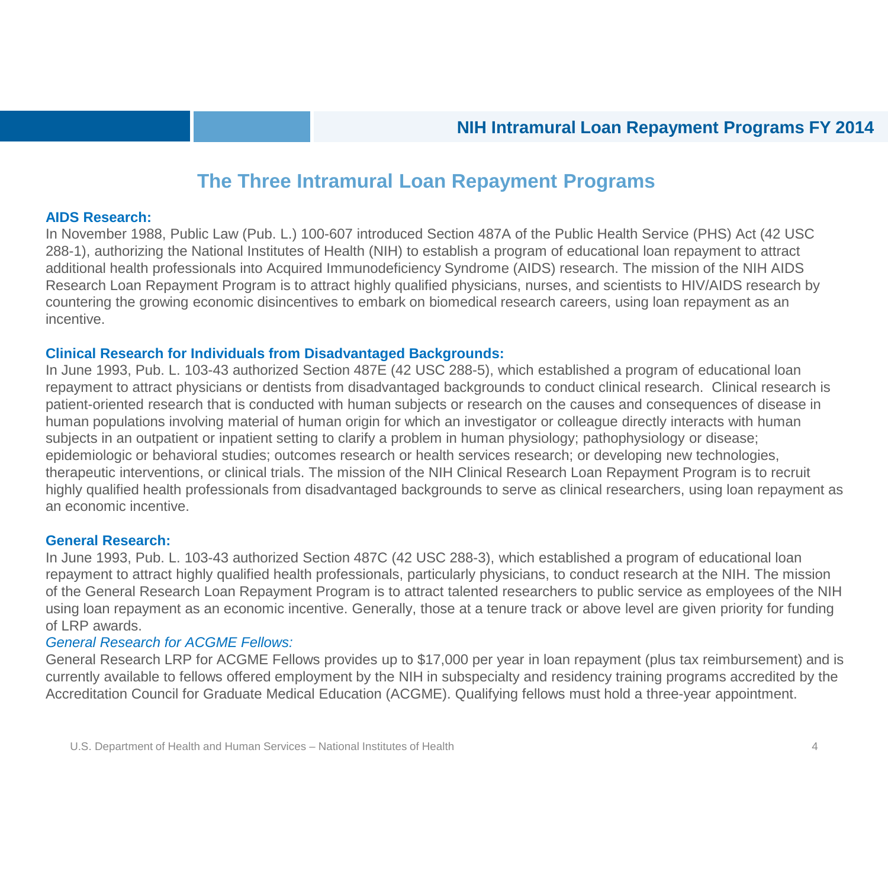# The Three Intramural Loan Repayment Programs

**AIDS Research:**

In November 1988, Public Law (Pub. L.) 100-607 introduced Section 487A of the Public Health Service (PHS) Act (42 USC 288-1), authorizing the National Institutes of Health (NIH) to establish a program of educational loan repayment to attract additional health professionals into Acquired Immunodeficiency Syndrome (AIDS) research. The mission of the NIH AIDS Research Loan Repayment Program is to attract highly qualified physicians, nurses, and scientists to HIV/AIDS research by countering the growing economic disincentives to embark on biomedical research careers, using loan repayment as an incentive.

**Clinical Research for Individuals from Disadvantaged Backgrounds:**

In June 1993, Pub. L. 103-43 authorized Section 487E (42 USC 288-5), which established a program of educational loan repayment to attract physicians or dentists from disadvantaged backgrounds to conduct clinical research. Clinical research is patient-oriented research that is conducted with human subjects or research on the causes and consequences of disease in human populations involving material of human origin for which an investigator or colleague directly interacts with human subjects in an outpatient or inpatient setting to clarify a problem in human physiology; pathophysiology or disease; epidemiologic or behavioral studies; outcomes research or health services research; or developing new technologies, therapeutic interventions, or clinical trials. The mission of the NIH Clinical Research Loan Repayment Program is to recruit highly qualified health professionals from disadvantaged backgrounds to serve as clinical researchers, using loan repayment as an economic incentive.

**General Research:**

In June 1993, Pub. L. 103-43 authorized Section 487C (42 USC 288-3), which established a program of educational loan repayment to attract highly qualified health professionals, particularly physicians, to conduct research at the NIH. The mission of the General Research Loan Repayment Program is to attract talented researchers to public service as employees of the NIH using loan repayment as an economic incentive. Generally, those at a tenure track or above level are given priority for funding of LRP awards.

*General Research for ACGME Fellows:*

General Research LRP for ACGME Fellows provides up to $17,000 per year in loan repayment (plus tax reimbursement) and is currently available to fellows offered employment by the NIH in subspecialty and residency training programs accredited by the Accreditation Council for Graduate Medical Education (ACGME). Qualifying fellows must hold a three-year appointment.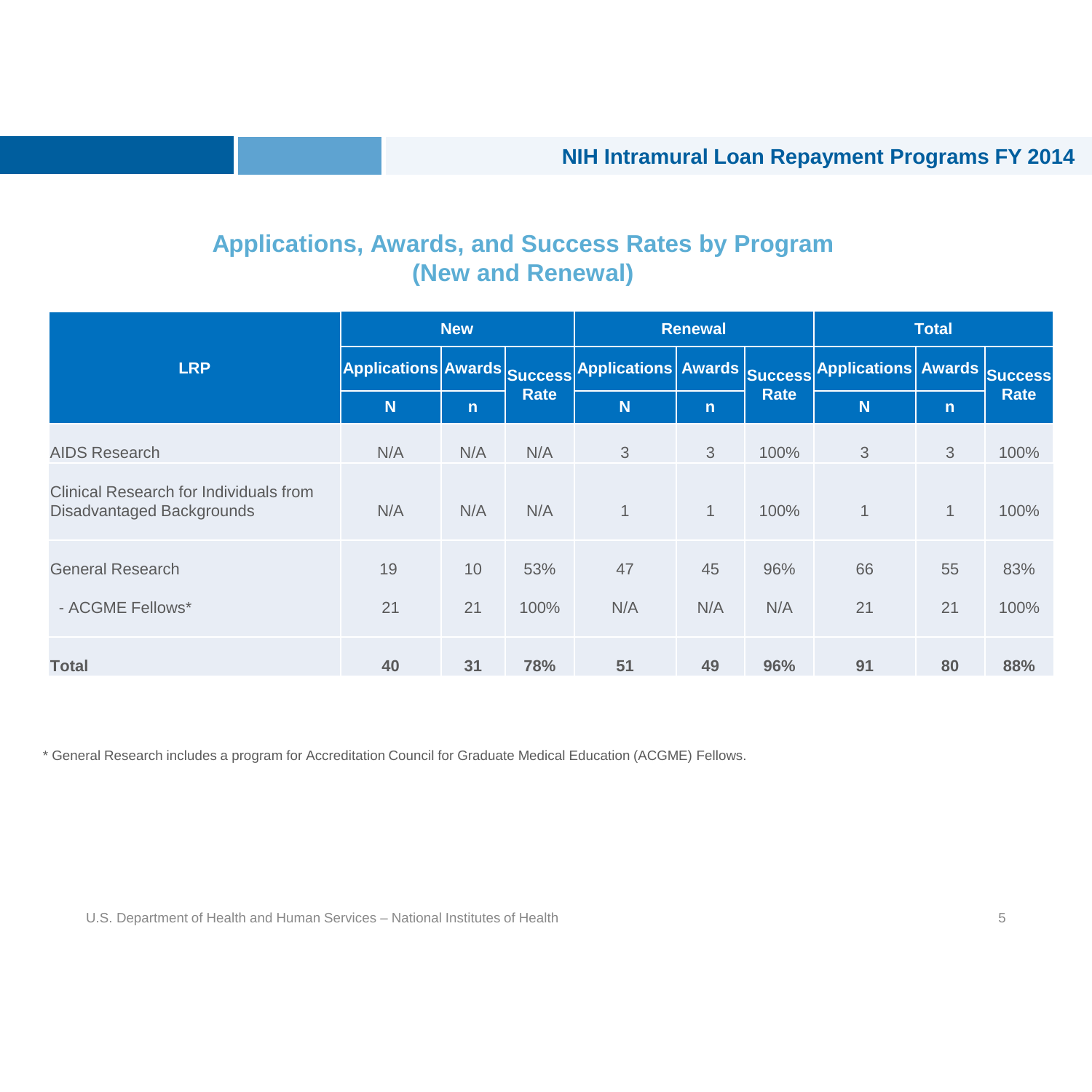## Applications, Awards, and Success Rates by Program (New and Renewal)

| LRP | New | | | Renewal | | | Total | | |
|---|---|---|---|---|---|---|---|---|---|
| | Applications | Awards | Success Rate | Applications | Awards | Success Rate | Applications | Awards | Success Rate |
| | N | n | | N | n | | N | n | |
| AIDS Research | N/A | N/A | N/A | 3 | 3 | 100% | 3 | 3 | 100% |
| Clinical Research for Individuals from Disadvantaged Backgrounds | N/A | N/A | N/A | 1 | 1 | 100% | 1 | 1 | 100% |
| General Research | 19 | 10 | 53% | 47 | 45 | 96% | 66 | 55 | 83% |
| - ACGME Fellows* | 21 | 21 | 100% | N/A | N/A | N/A | 21 | 21 | 100% |
| **Total** | **40** | **31** | **78%** | **51** | **49** | **96%** | **91** | **80** | **88%** |

* General Research includes a program for Accreditation Council for Graduate Medical Education (ACGME) Fellows.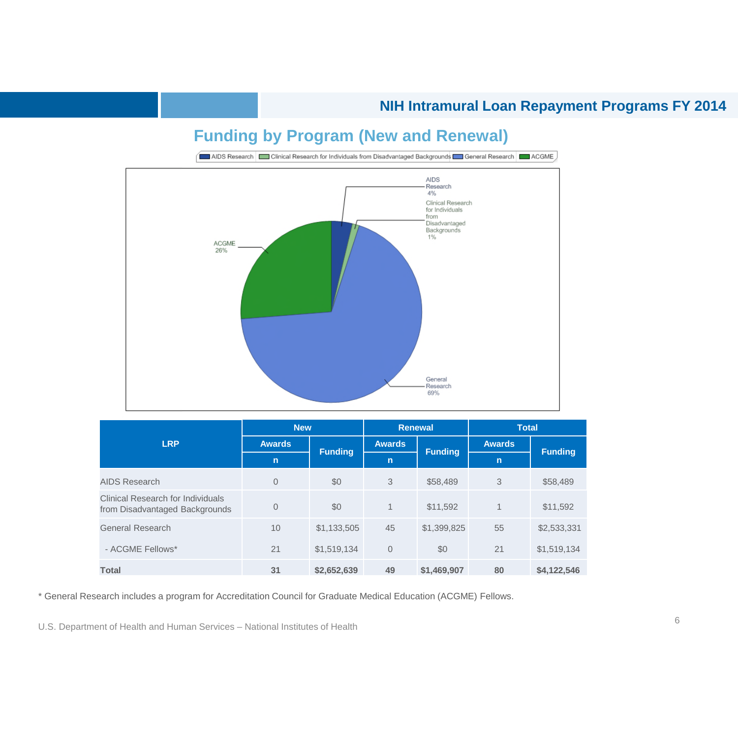## NIH Intramural Loan Repayment Programs FY 2014

### Funding by Program (New and Renewal)

| LRP | New | | Renewal | | Total | |
|---|---|---|---|---|---|---|
| | Awards n | Funding | Awards n | Funding | Awards n | Funding |
| AIDS Research | 0 | $0 | 3 | $58,489 | 3 | $58,489 |
| Clinical Research for Individuals from Disadvantaged Backgrounds | 0 | $0 | 1 | $11,592 | 1 | $11,592 |
| General Research | 10 | $1,133,505 | 45 | $1,399,825 | 55 | $2,533,331 |
| - ACGME Fellows* | 21 | $1,519,134 | 0 | $0 | 21 | $1,519,134 |
| **Total** | **31** | **$2,652,639** | **49** | **$1,469,907** | **80** | **$4,122,546** |

* General Research includes a program for Accreditation Council for Graduate Medical Education (ACGME) Fellows.

U.S. Department of Health and Human Services – National Institutes of Health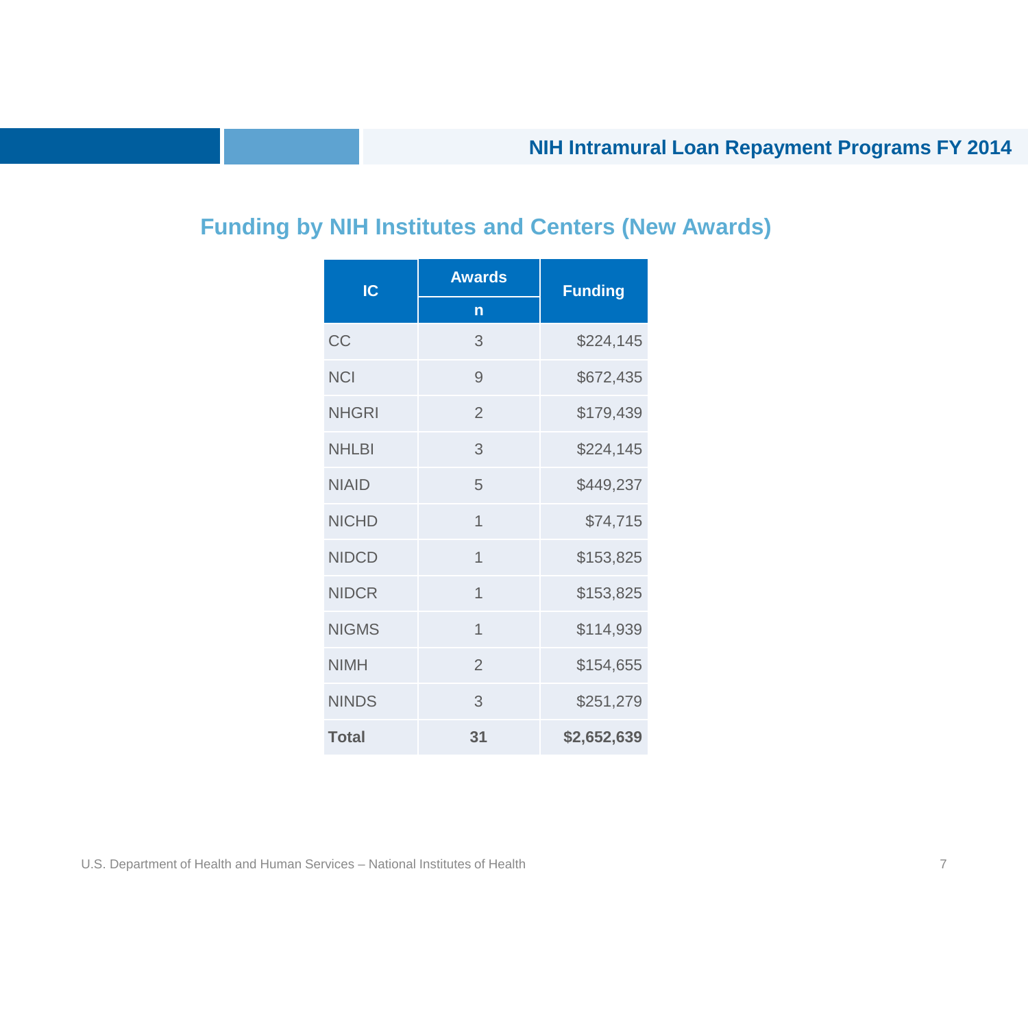## Funding by NIH Institutes and Centers (New Awards)

| IC | Awards | Funding |
|---|---|---|
| | n | |
| CC | 3 | $224,145 |
| NCI | 9 | $672,435 |
| NHGRI | 2 | $179,439 |
| NHLBI | 3 | $224,145 |
| NIAID | 5 | $449,237 |
| NICHD | 1 | $74,715 |
| NIDCD | 1 | $153,825 |
| NIDCR | 1 | $153,825 |
| NIGMS | 1 | $114,939 |
| NIMH | 2 | $154,655 |
| NINDS | 3 | $251,279 |
| **Total** | **31** | **$2,652,639** |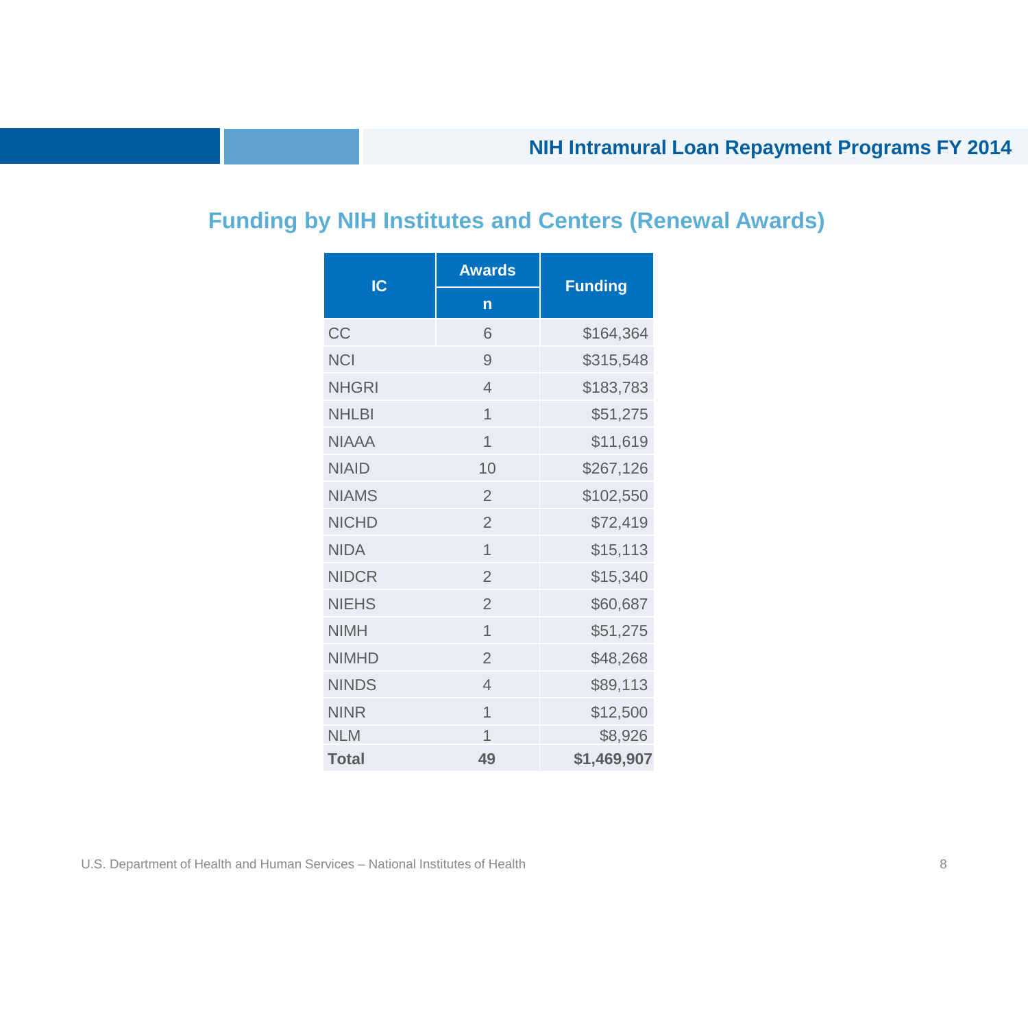## Funding by NIH Institutes and Centers (Renewal Awards)

| IC | Awards | Funding |
|---|---|---|
| | n | |
| CC | 6 | $164,364 |
| NCI | 9 | $315,548 |
| NHGRI | 4 | $183,783 |
| NHLBI | 1 | $51,275 |
| NIAAA | 1 | $11,619 |
| NIAID | 10 | $267,126 |
| NIAMS | 2 | $102,550 |
| NICHD | 2 | $72,419 |
| NIDA | 1 | $15,113 |
| NIDCR | 2 | $15,340 |
| NIEHS | 2 | $60,687 |
| NIMH | 1 | $51,275 |
| NIMHD | 2 | $48,268 |
| NINDS | 4 | $89,113 |
| NINR | 1 | $12,500 |
| NLM | 1 | $8,926 |
| **Total** | **49** | **$1,469,907** |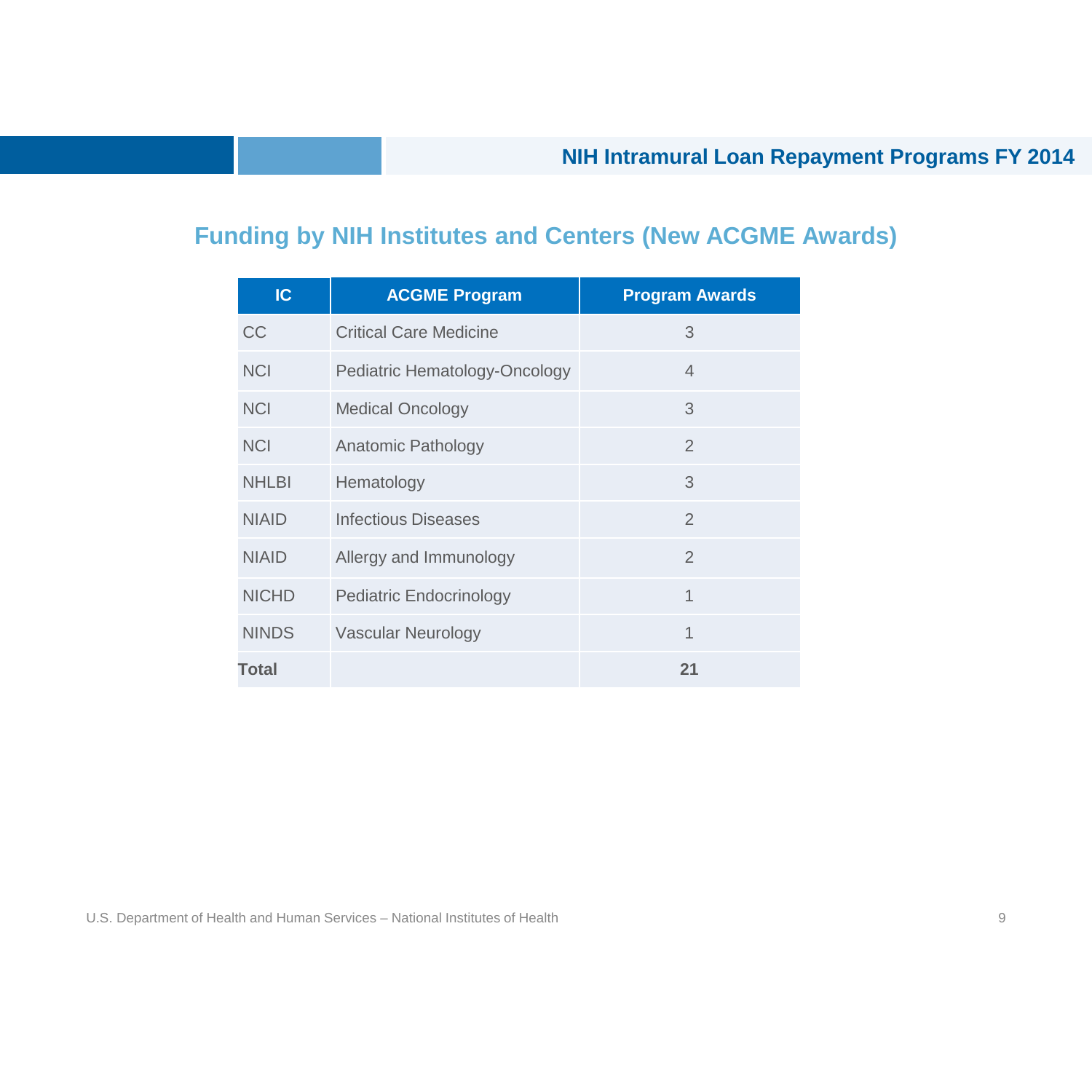## Funding by NIH Institutes and Centers (New ACGME Awards)

| IC | ACGME Program | Program Awards |
| --- | --- | --- |
| CC | Critical Care Medicine | 3 |
| NCI | Pediatric Hematology-Oncology | 4 |
| NCI | Medical Oncology | 3 |
| NCI | Anatomic Pathology | 2 |
| NHLBI | Hematology | 3 |
| NIAID | Infectious Diseases | 2 |
| NIAID | Allergy and Immunology | 2 |
| NICHD | Pediatric Endocrinology | 1 |
| NINDS | Vascular Neurology | 1 |
| **Total** | | **21** |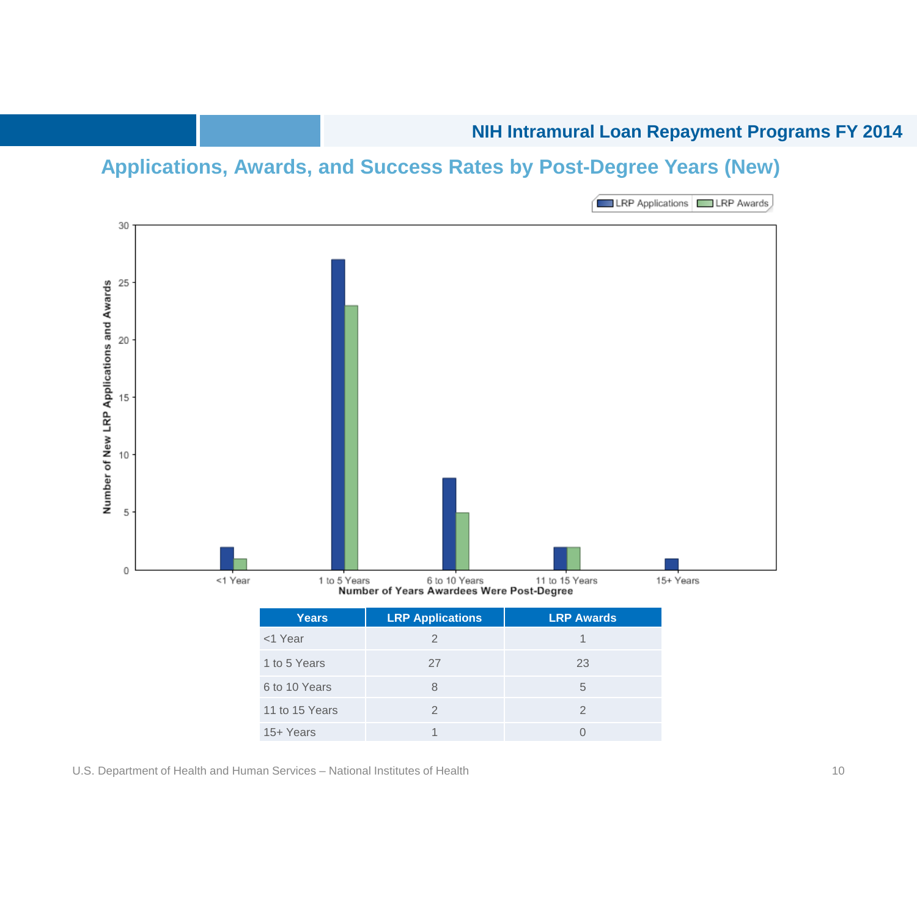## NIH Intramural Loan Repayment Programs FY 2014

### Applications, Awards, and Success Rates by Post-Degree Years (New)

| Years | LRP Applications | LRP Awards |
|---|---|---|
| <1 Year | 2 | 1 |
| 1 to 5 Years | 27 | 23 |
| 6 to 10 Years | 8 | 5 |
| 11 to 15 Years | 2 | 2 |
| 15+ Years | 1 | 0 |

U.S. Department of Health and Human Services – National Institutes of Health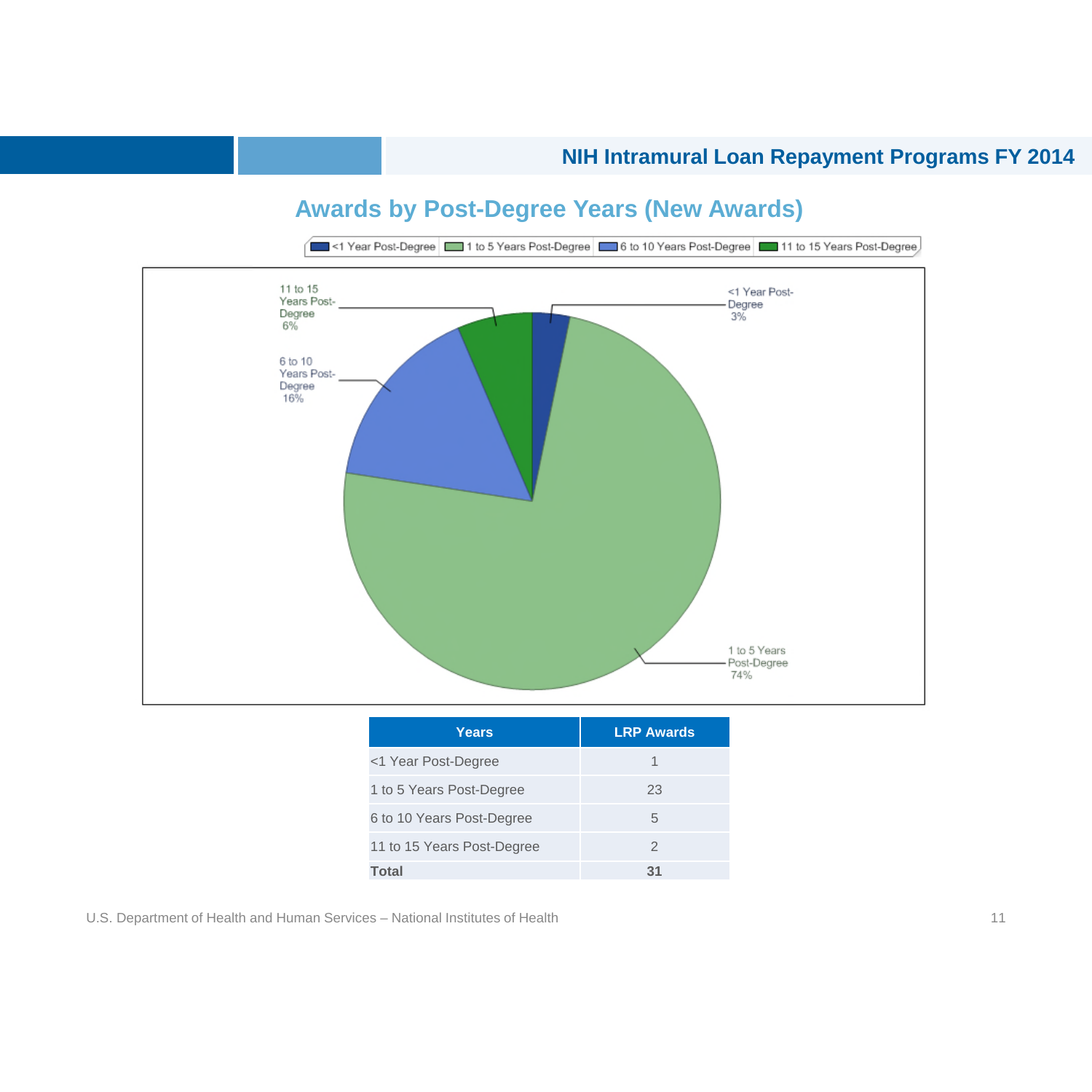## Awards by Post-Degree Years (New Awards)

| Years | LRP Awards |
|---|---|
| <1 Year Post-Degree | 1 |
| 1 to 5 Years Post-Degree | 23 |
| 6 to 10 Years Post-Degree | 5 |
| 11 to 15 Years Post-Degree | 2 |
| **Total** | **31** |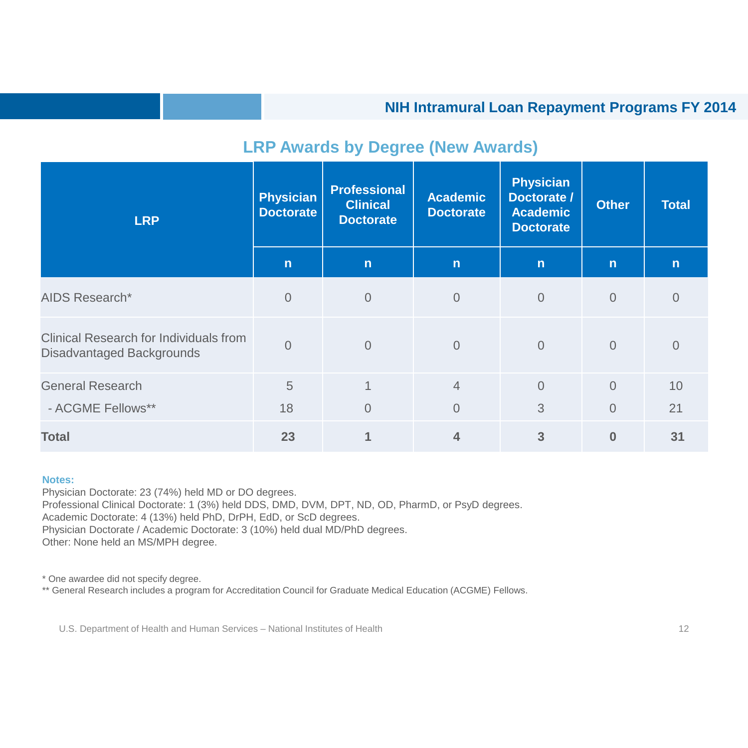## LRP Awards by Degree (New Awards)

| LRP | Physician Doctorate | Professional Clinical Doctorate | Academic Doctorate | Physician Doctorate / Academic Doctorate | Other | Total |
|---|---|---|---|---|---|---|
| | n | n | n | n | n | n |
| AIDS Research* | 0 | 0 | 0 | 0 | 0 | 0 |
| Clinical Research for Individuals from Disadvantaged Backgrounds | 0 | 0 | 0 | 0 | 0 | 0 |
| General Research | 5 | 1 | 4 | 0 | 0 | 10 |
| - ACGME Fellows** | 18 | 0 | 0 | 3 | 0 | 21 |
| **Total** | **23** | **1** | **4** | **3** | **0** | **31** |

**Notes:**

Physician Doctorate: 23 (74%) held MD or DO degrees.
Professional Clinical Doctorate: 1 (3%) held DDS, DMD, DVM, DPT, ND, OD, PharmD, or PsyD degrees.
Academic Doctorate: 4 (13%) held PhD, DrPH, EdD, or ScD degrees.
Physician Doctorate / Academic Doctorate: 3 (10%) held dual MD/PhD degrees.
Other: None held an MS/MPH degree.

* One awardee did not specify degree.
** General Research includes a program for Accreditation Council for Graduate Medical Education (ACGME) Fellows.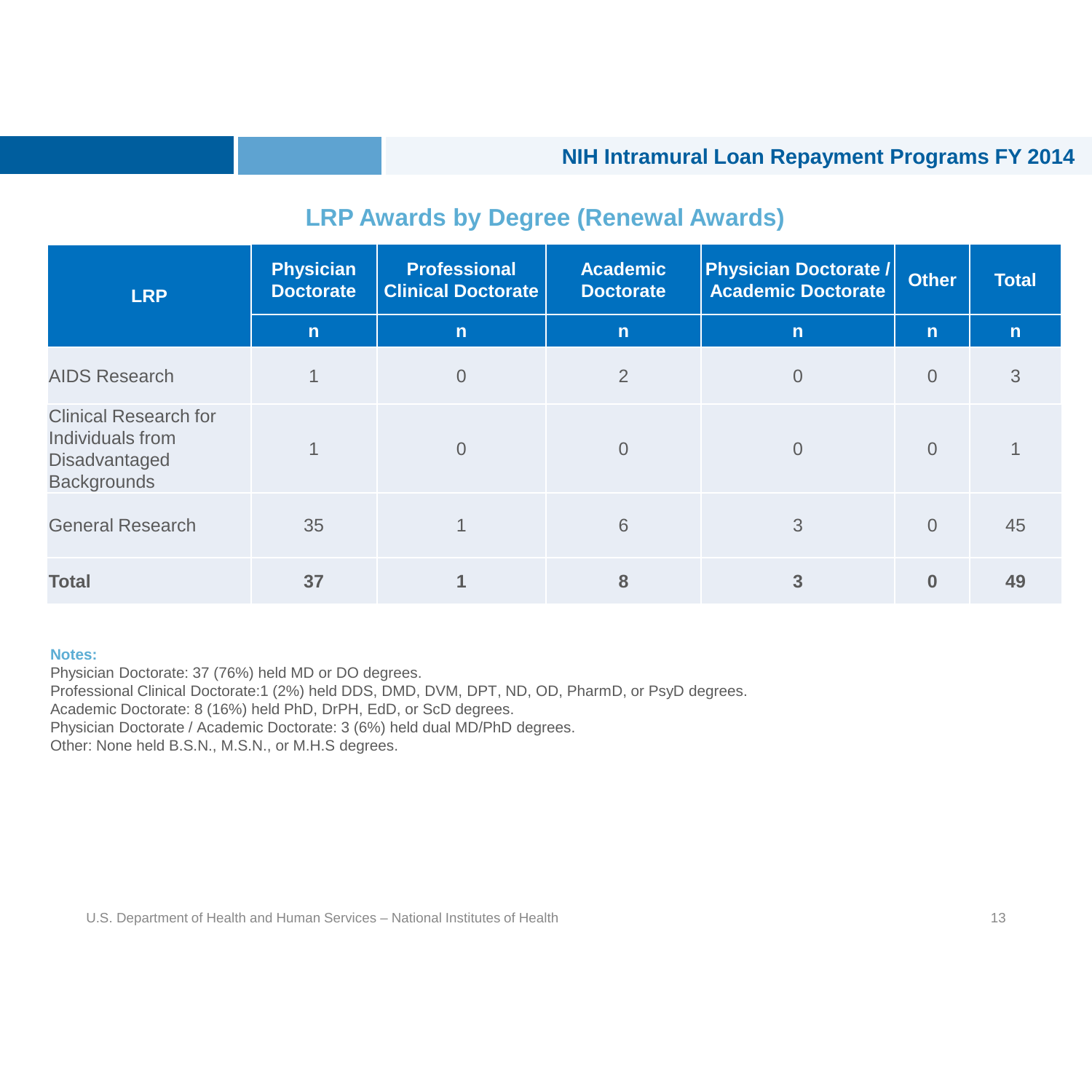## LRP Awards by Degree (Renewal Awards)

| LRP | Physician Doctorate | Professional Clinical Doctorate | Academic Doctorate | Physician Doctorate / Academic Doctorate | Other | Total |
|---|---|---|---|---|---|---|
| | n | n | n | n | n | n |
| AIDS Research | 1 | 0 | 2 | 0 | 0 | 3 |
| Clinical Research for Individuals from Disadvantaged Backgrounds | 1 | 0 | 0 | 0 | 0 | 1 |
| General Research | 35 | 1 | 6 | 3 | 0 | 45 |
| **Total** | **37** | **1** | **8** | **3** | **0** | **49** |

**Notes:**

Physician Doctorate: 37 (76%) held MD or DO degrees.
Professional Clinical Doctorate:1 (2%) held DDS, DMD, DVM, DPT, ND, OD, PharmD, or PsyD degrees.
Academic Doctorate: 8 (16%) held PhD, DrPH, EdD, or ScD degrees.
Physician Doctorate / Academic Doctorate: 3 (6%) held dual MD/PhD degrees.
Other: None held B.S.N., M.S.N., or M.H.S degrees.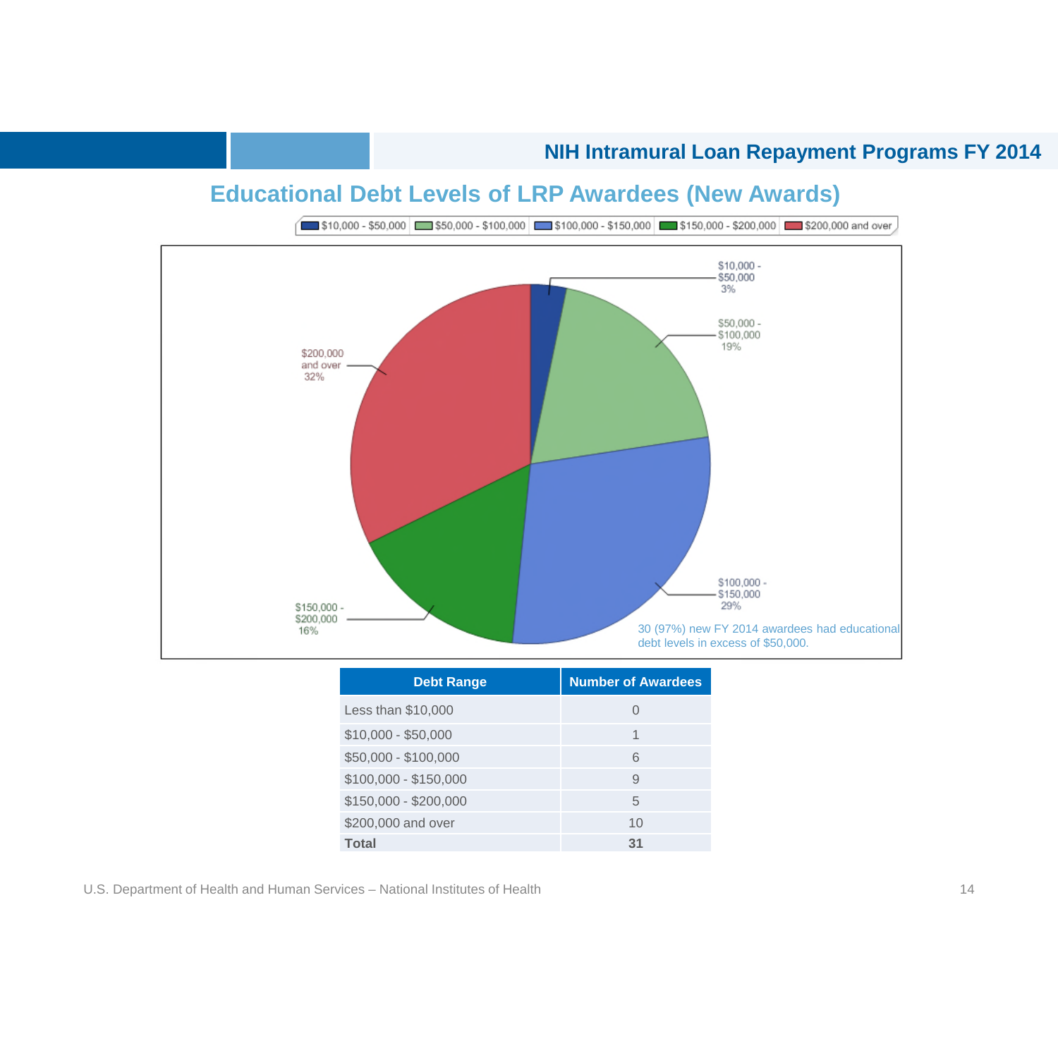## Educational Debt Levels of LRP Awardees (New Awards)

30 (97%) new FY 2014 awardees had educational debt levels in excess of $50,000.

| Debt Range | Number of Awardees |
| --- | --- |
| Less than $10,000 | 0 |
| $10,000 - $50,000 | 1 |
| $50,000 - $100,000 | 6 |
| $100,000 - $150,000 | 9 |
| $150,000 - $200,000 | 5 |
| $200,000 and over | 10 |
| **Total** | **31** |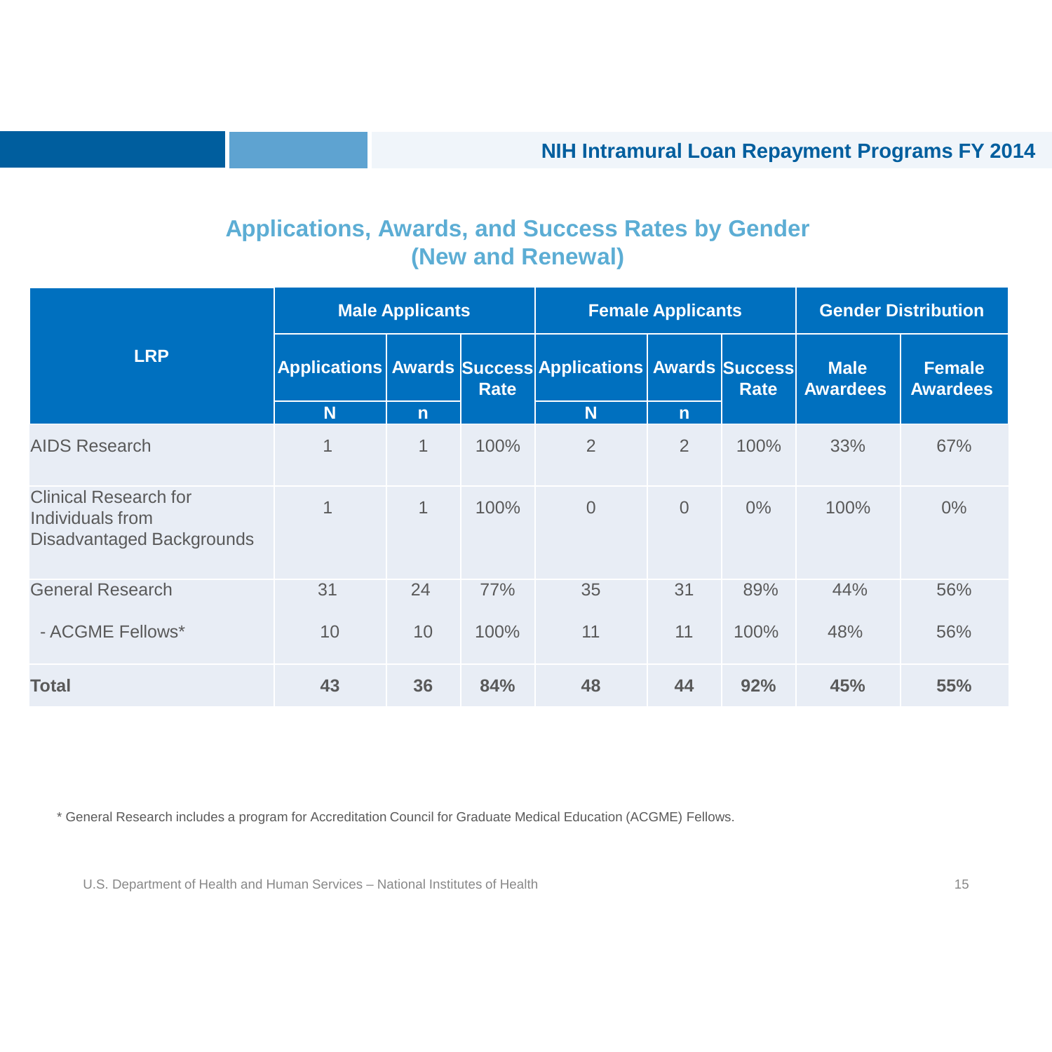## Applications, Awards, and Success Rates by Gender (New and Renewal)

| LRP | Male Applicants | | | Female Applicants | | | Gender Distribution | |
|---|---|---|---|---|---|---|---|---|
| | Applications N | Awards n | Success Rate | Applications N | Awards n | Success Rate | Male Awardees | Female Awardees |
| AIDS Research | 1 | 1 | 100% | 2 | 2 | 100% | 33% | 67% |
| Clinical Research for Individuals from Disadvantaged Backgrounds | 1 | 1 | 100% | 0 | 0 | 0% | 100% | 0% |
| General Research | 31 | 24 | 77% | 35 | 31 | 89% | 44% | 56% |
| - ACGME Fellows* | 10 | 10 | 100% | 11 | 11 | 100% | 48% | 56% |
| **Total** | **43** | **36** | **84%** | **48** | **44** | **92%** | **45%** | **55%** |

* General Research includes a program for Accreditation Council for Graduate Medical Education (ACGME) Fellows.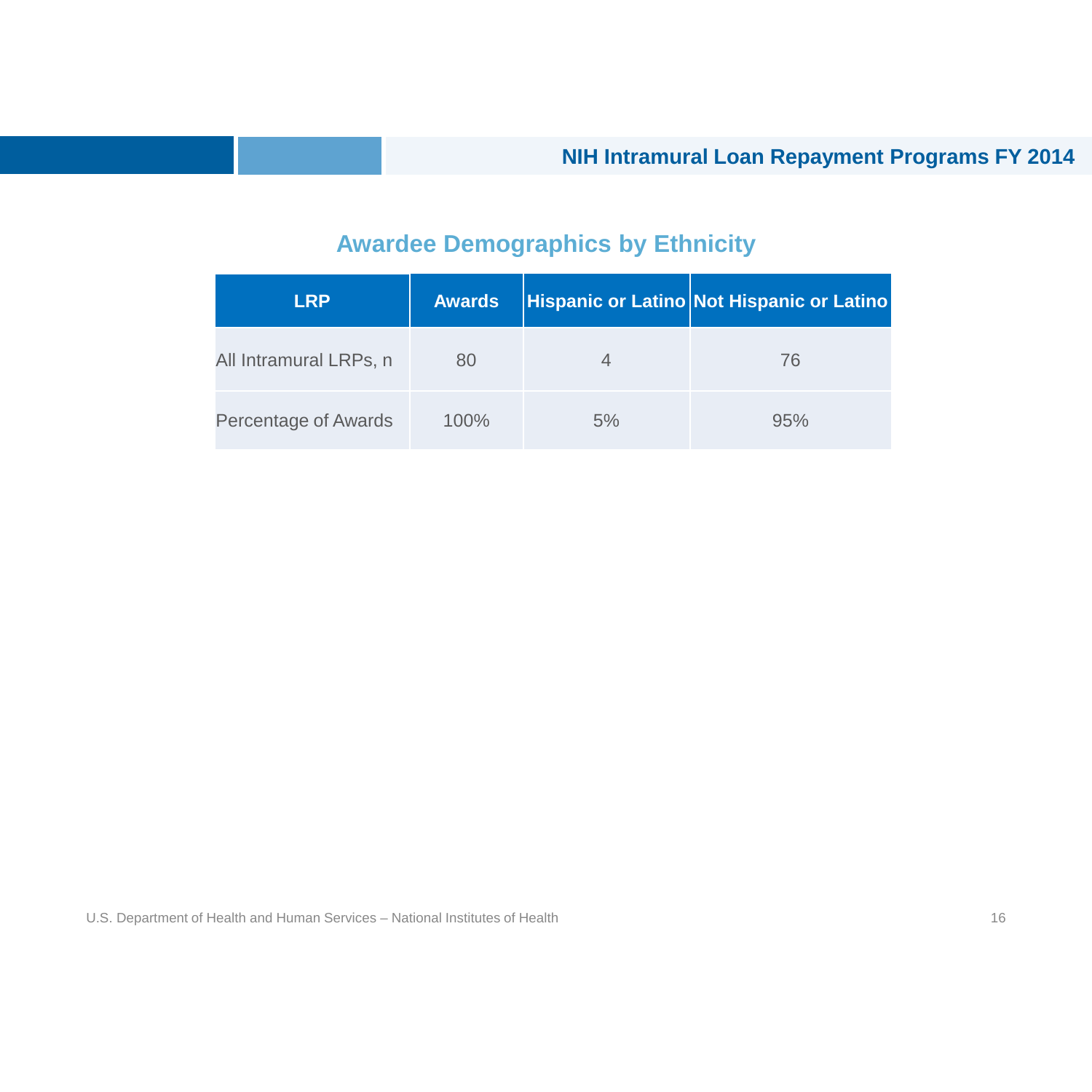## Awardee Demographics by Ethnicity

| LRP | Awards | Hispanic or Latino | Not Hispanic or Latino |
|---|---|---|---|
| All Intramural LRPs, n | 80 | 4 | 76 |
| Percentage of Awards | 100% | 5% | 95% |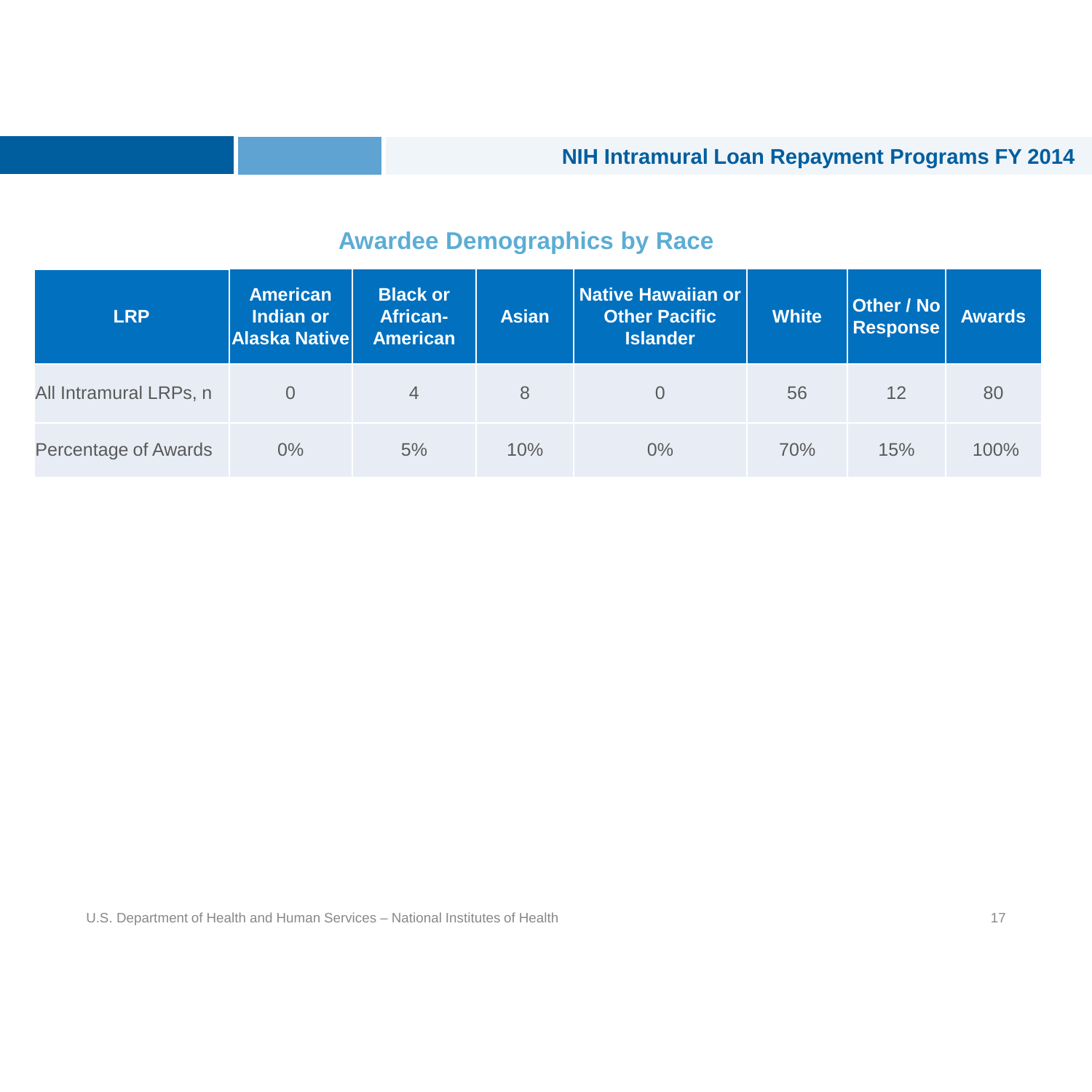## Awardee Demographics by Race

| LRP | American Indian or Alaska Native | Black or African-American | Asian | Native Hawaiian or Other Pacific Islander | White | Other / No Response | Awards |
|---|---|---|---|---|---|---|---|
| All Intramural LRPs, n | 0 | 4 | 8 | 0 | 56 | 12 | 80 |
| Percentage of Awards | 0% | 5% | 10% | 0% | 70% | 15% | 100% |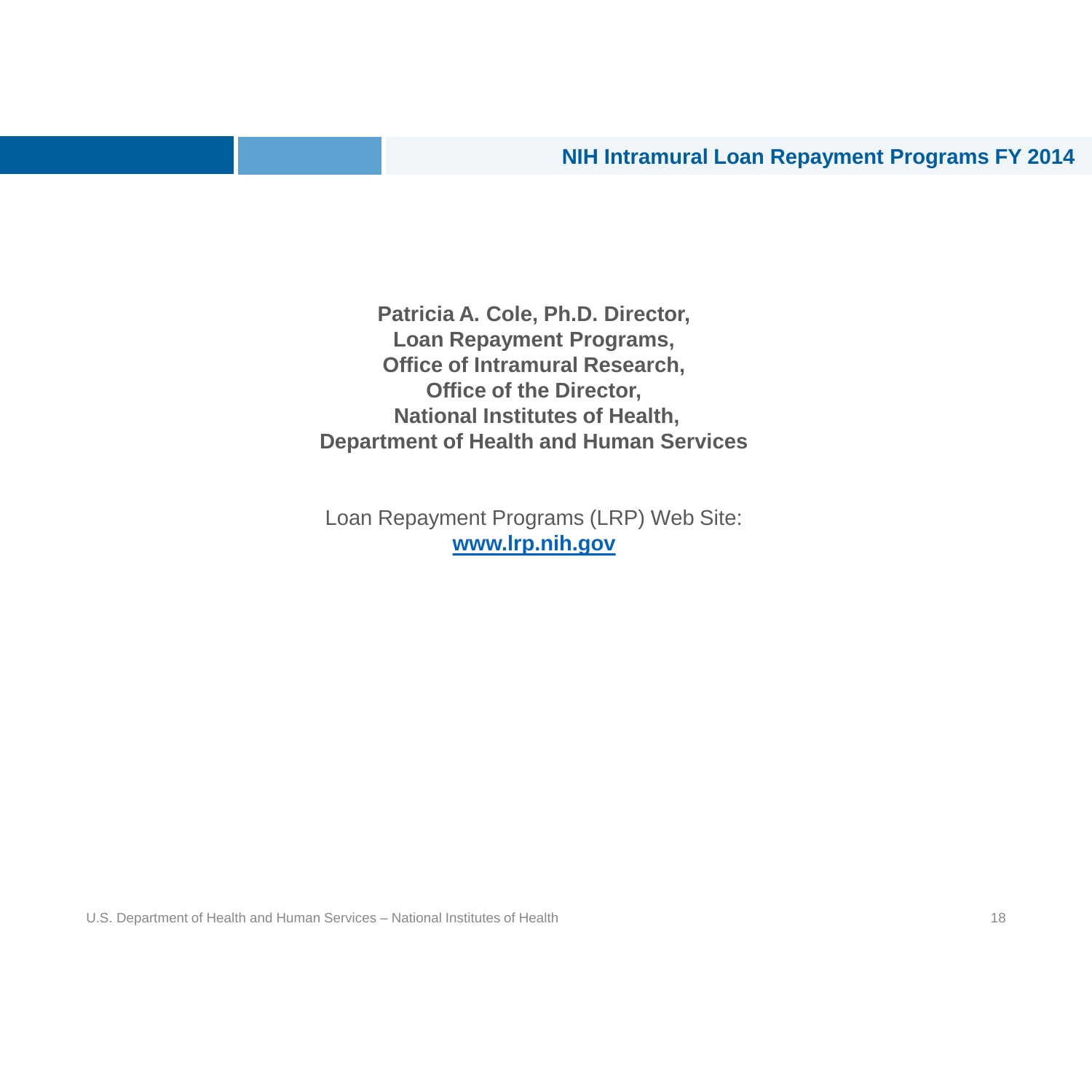**Patricia A. Cole, Ph.D. Director,**
**Loan Repayment Programs,**
**Office of Intramural Research,**
**Office of the Director,**
**National Institutes of Health,**
**Department of Health and Human Services**

Loan Repayment Programs (LRP) Web Site:
**www.lrp.nih.gov**